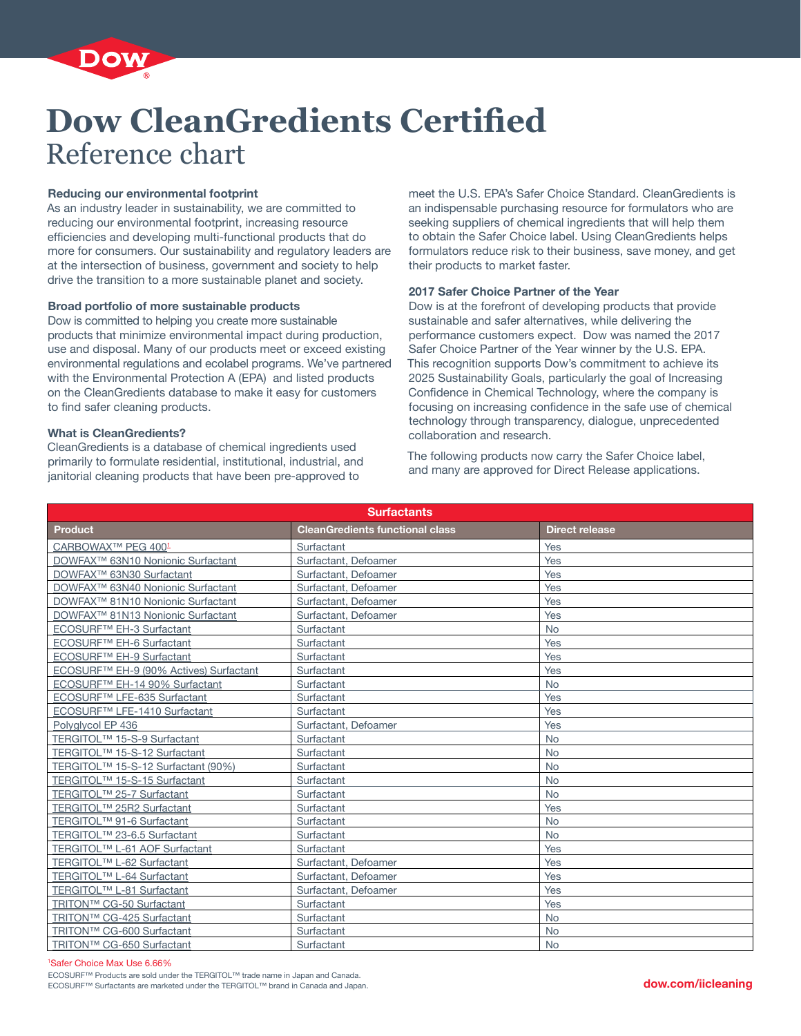# Dow CleanGredients Certified

## Reference chart

**Reducing our environmental footprint**

As an industry leader in sustainability, we are committed to reducing our environmental footprint, increasing resource efficiencies and developing multi-functional products that do more for consumers. Our sustainability and regulatory leaders are at the intersection of business, government and society to help drive the transition to a more sustainable planet and society.

**Broad portfolio of more sustainable products**

Dow is committed to helping you create more sustainable products that minimize environmental impact during production, use and disposal. Many of our products meet or exceed existing environmental regulations and ecolabel programs. We've partnered with the Environmental Protection A (EPA) and listed products on the CleanGredients database to make it easy for customers to find safer cleaning products.

**What is CleanGredients?**

CleanGredients is a database of chemical ingredients used primarily to formulate residential, institutional, industrial, and janitorial cleaning products that have been pre-approved to meet the U.S. EPA's Safer Choice Standard. CleanGredients is an indispensable purchasing resource for formulators who are seeking suppliers of chemical ingredients that will help them to obtain the Safer Choice label. Using CleanGredients helps formulators reduce risk to their business, save money, and get their products to market faster.

**2017 Safer Choice Partner of the Year**

Dow is at the forefront of developing products that provide sustainable and safer alternatives, while delivering the performance customers expect. Dow was named the 2017 Safer Choice Partner of the Year winner by the U.S. EPA. This recognition supports Dow's commitment to achieve its 2025 Sustainability Goals, particularly the goal of Increasing Confidence in Chemical Technology, where the company is focusing on increasing confidence in the safe use of chemical technology through transparency, dialogue, unprecedented collaboration and research.

The following products now carry the Safer Choice label, and many are approved for Direct Release applications.

| Surfactants | | |
|---|---|---|
| **Product** | **CleanGredients functional class** | **Direct release** |
| CARBOWAX™ PEG 400[1] | Surfactant | Yes |
| DOWFAX™ 63N10 Nonionic Surfactant | Surfactant, Defoamer | Yes |
| DOWFAX™ 63N30 Surfactant | Surfactant, Defoamer | Yes |
| DOWFAX™ 63N40 Nonionic Surfactant | Surfactant, Defoamer | Yes |
| DOWFAX™ 81N10 Nonionic Surfactant | Surfactant, Defoamer | Yes |
| DOWFAX™ 81N13 Nonionic Surfactant | Surfactant, Defoamer | Yes |
| ECOSURF™ EH-3 Surfactant | Surfactant | No |
| ECOSURF™ EH-6 Surfactant | Surfactant | Yes |
| ECOSURF™ EH-9 Surfactant | Surfactant | Yes |
| ECOSURF™ EH-9 (90% Actives) Surfactant | Surfactant | Yes |
| ECOSURF™ EH-14 90% Surfactant | Surfactant | No |
| ECOSURF™ LFE-635 Surfactant | Surfactant | Yes |
| ECOSURF™ LFE-1410 Surfactant | Surfactant | Yes |
| Polyglycol EP 436 | Surfactant, Defoamer | Yes |
| TERGITOL™ 15-S-9 Surfactant | Surfactant | No |
| TERGITOL™ 15-S-12 Surfactant | Surfactant | No |
| TERGITOL™ 15-S-12 Surfactant (90%) | Surfactant | No |
| TERGITOL™ 15-S-15 Surfactant | Surfactant | No |
| TERGITOL™ 25-7 Surfactant | Surfactant | No |
| TERGITOL™ 25R2 Surfactant | Surfactant | Yes |
| TERGITOL™ 91-6 Surfactant | Surfactant | No |
| TERGITOL™ 23-6.5 Surfactant | Surfactant | No |
| TERGITOL™ L-61 AOF Surfactant | Surfactant | Yes |
| TERGITOL™ L-62 Surfactant | Surfactant, Defoamer | Yes |
| TERGITOL™ L-64 Surfactant | Surfactant, Defoamer | Yes |
| TERGITOL™ L-81 Surfactant | Surfactant, Defoamer | Yes |
| TRITON™ CG-50 Surfactant | Surfactant | Yes |
| TRITON™ CG-425 Surfactant | Surfactant | No |
| TRITON™ CG-600 Surfactant | Surfactant | No |
| TRITON™ CG-650 Surfactant | Surfactant | No |

[1]Safer Choice Max Use 6.66%

ECOSURF™ Products are sold under the TERGITOL™ trade name in Japan and Canada.
ECOSURF™ Surfactants are marketed under the TERGITOL™ brand in Canada and Japan.

dow.com/iicleaning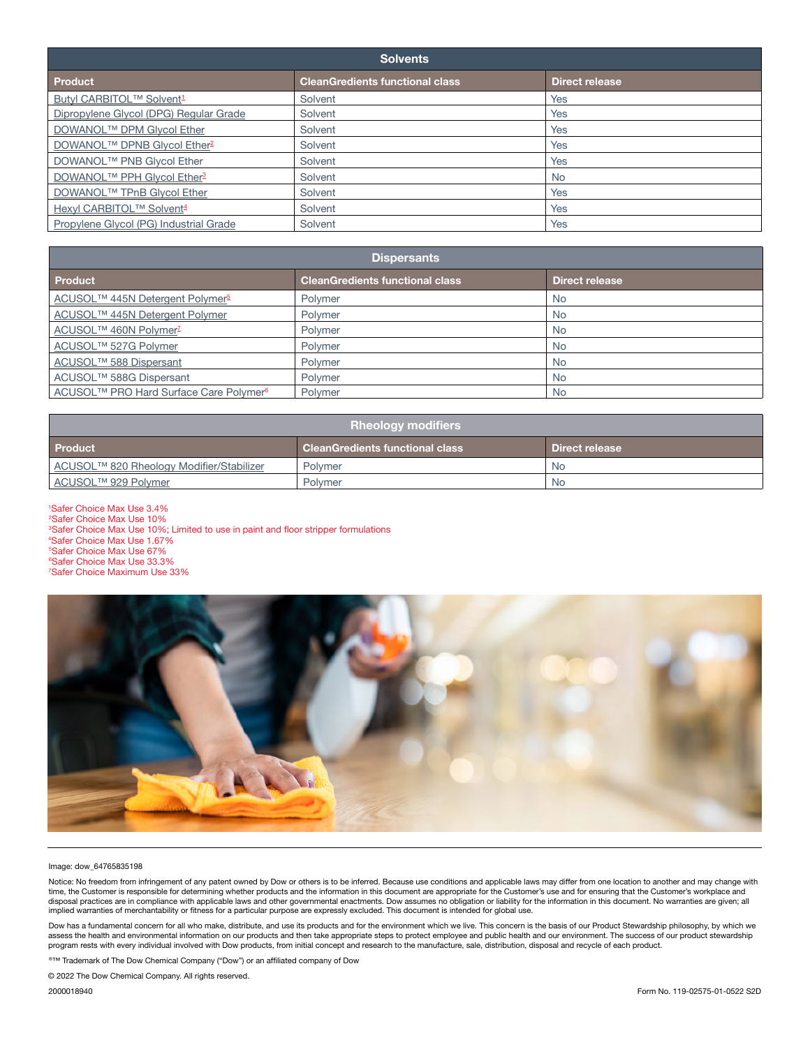| Solvents | | |
|---|---|---|
| **Product** | **CleanGredients functional class** | **Direct release** |
| Butyl CARBITOL™ Solvent[1] | Solvent | Yes |
| Dipropylene Glycol (DPG) Regular Grade | Solvent | Yes |
| DOWANOL™ DPM Glycol Ether | Solvent | Yes |
| DOWANOL™ DPNB Glycol Ether[2] | Solvent | Yes |
| DOWANOL™ PNB Glycol Ether | Solvent | Yes |
| DOWANOL™ PPH Glycol Ether[3] | Solvent | No |
| DOWANOL™ TPnB Glycol Ether | Solvent | Yes |
| Hexyl CARBITOL™ Solvent[4] | Solvent | Yes |
| Propylene Glycol (PG) Industrial Grade | Solvent | Yes |

| Dispersants | | |
|---|---|---|
| **Product** | **CleanGredients functional class** | **Direct release** |
| ACUSOL™ 445N Detergent Polymer[5] | Polymer | No |
| ACUSOL™ 445N Detergent Polymer | Polymer | No |
| ACUSOL™ 460N Polymer[7] | Polymer | No |
| ACUSOL™ 527G Polymer | Polymer | No |
| ACUSOL™ 588 Dispersant | Polymer | No |
| ACUSOL™ 588G Dispersant | Polymer | No |
| ACUSOL™ PRO Hard Surface Care Polymer[6] | Polymer | No |

| Rheology modifiers | | |
|---|---|---|
| **Product** | **CleanGredients functional class** | **Direct release** |
| ACUSOL™ 820 Rheology Modifier/Stabilizer | Polymer | No |
| ACUSOL™ 929 Polymer | Polymer | No |

[1]Safer Choice Max Use 3.4%
[2]Safer Choice Max Use 10%
[3]Safer Choice Max Use 10%; Limited to use in paint and floor stripper formulations
[4]Safer Choice Max Use 1.67%
[5]Safer Choice Max Use 67%
[6]Safer Choice Max Use 33.3%
[7]Safer Choice Maximum Use 33%

Image: dow_64765835198

Notice: No freedom from infringement of any patent owned by Dow or others is to be inferred. Because use conditions and applicable laws may differ from one location to another and may change with time, the Customer is responsible for determining whether products and the information in this document are appropriate for the Customer's use and for ensuring that the Customer's workplace and disposal practices are in compliance with applicable laws and other governmental enactments. Dow assumes no obligation or liability for the information in this document. No warranties are given; all implied warranties of merchantability or fitness for a particular purpose are expressly excluded. This document is intended for global use.

Dow has a fundamental concern for all who make, distribute, and use its products and for the environment which we live. This concern is the basis of our Product Stewardship philosophy, by which we assess the health and environmental information on our products and then take appropriate steps to protect employee and public health and our environment. The success of our product stewardship program rests with every individual involved with Dow products, from initial concept and research to the manufacture, sale, distribution, disposal and recycle of each product.

®™ Trademark of The Dow Chemical Company ("Dow") or an affiliated company of Dow

© 2022 The Dow Chemical Company. All rights reserved.

2000018940

Form No. 119-02575-01-0522 S2D